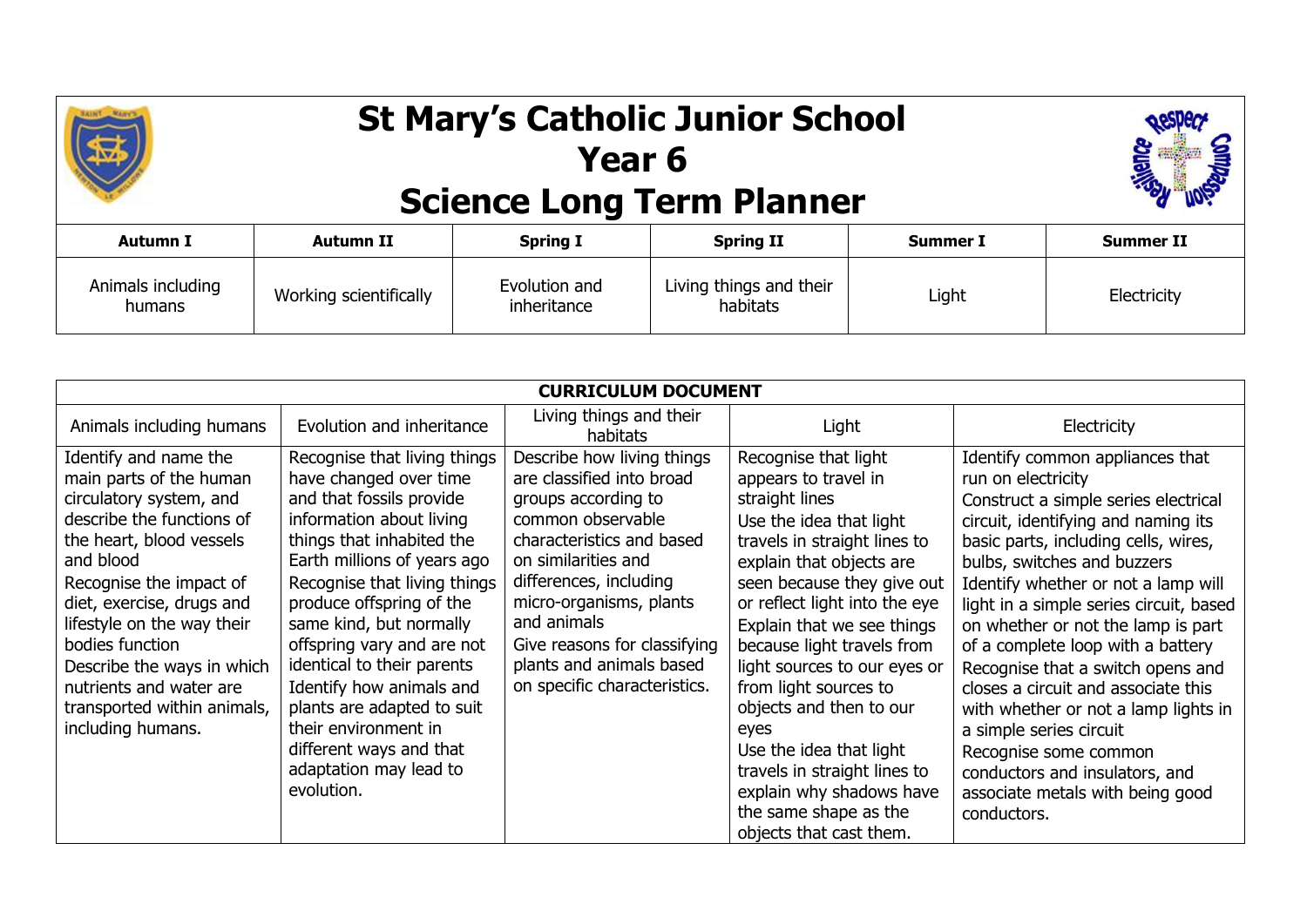# St Mary's Catholic Junior School
## Year 6
## Science Long Term Planner

| Autumn I | Autumn II | Spring I | Spring II | Summer I | Summer II |
|---|---|---|---|---|---|
| Animals including humans | Working scientifically | Evolution and inheritance | Living things and their habitats | Light | Electricity |

| CURRICULUM DOCUMENT | | | | |
|---|---|---|---|---|
| Animals including humans | Evolution and inheritance | Living things and their habitats | Light | Electricity |
| Identify and name the main parts of the human circulatory system, and describe the functions of the heart, blood vessels and blood<br>Recognise the impact of diet, exercise, drugs and lifestyle on the way their bodies function<br>Describe the ways in which nutrients and water are transported within animals, including humans. | Recognise that living things have changed over time and that fossils provide information about living things that inhabited the Earth millions of years ago<br>Recognise that living things produce offspring of the same kind, but normally offspring vary and are not identical to their parents<br>Identify how animals and plants are adapted to suit their environment in different ways and that adaptation may lead to evolution. | Describe how living things are classified into broad groups according to common observable characteristics and based on similarities and differences, including micro-organisms, plants and animals<br>Give reasons for classifying plants and animals based on specific characteristics. | Recognise that light appears to travel in straight lines<br>Use the idea that light travels in straight lines to explain that objects are seen because they give out or reflect light into the eye<br>Explain that we see things because light travels from light sources to our eyes or from light sources to objects and then to our eyes<br>Use the idea that light travels in straight lines to explain why shadows have the same shape as the objects that cast them. | Identify common appliances that run on electricity<br>Construct a simple series electrical circuit, identifying and naming its basic parts, including cells, wires, bulbs, switches and buzzers<br>Identify whether or not a lamp will light in a simple series circuit, based on whether or not the lamp is part of a complete loop with a battery<br>Recognise that a switch opens and closes a circuit and associate this with whether or not a lamp lights in a simple series circuit<br>Recognise some common conductors and insulators, and associate metals with being good conductors. |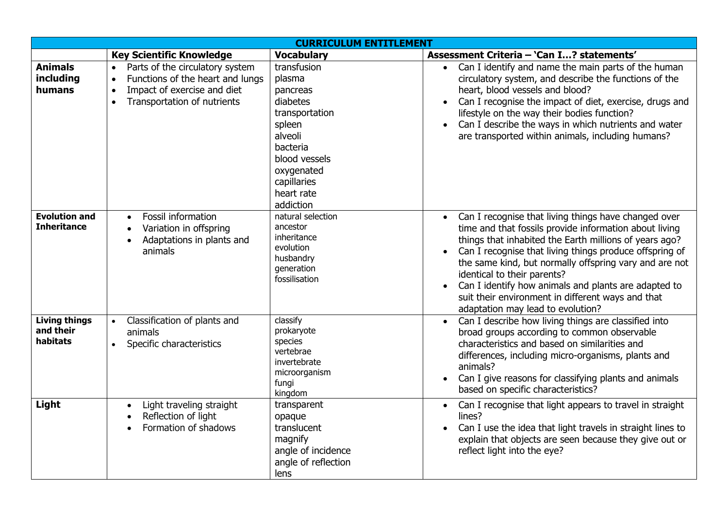| CURRICULUM ENTITLEMENT | | | |
|---|---|---|---|
| | **Key Scientific Knowledge** | **Vocabulary** | **Assessment Criteria – 'Can I…? statements'** |
| **Animals including humans** | • Parts of the circulatory system<br>• Functions of the heart and lungs<br>• Impact of exercise and diet<br>• Transportation of nutrients | transfusion<br>plasma<br>pancreas<br>diabetes<br>transportation<br>spleen<br>alveoli<br>bacteria<br>blood vessels<br>oxygenated<br>capillaries<br>heart rate<br>addiction | • Can I identify and name the main parts of the human circulatory system, and describe the functions of the heart, blood vessels and blood?<br>• Can I recognise the impact of diet, exercise, drugs and lifestyle on the way their bodies function?<br>• Can I describe the ways in which nutrients and water are transported within animals, including humans? |
| **Evolution and Inheritance** | • Fossil information<br>• Variation in offspring<br>• Adaptations in plants and animals | natural selection<br>ancestor<br>inheritance<br>evolution<br>husbandry<br>generation<br>fossilisation | • Can I recognise that living things have changed over time and that fossils provide information about living things that inhabited the Earth millions of years ago?<br>• Can I recognise that living things produce offspring of the same kind, but normally offspring vary and are not identical to their parents?<br>• Can I identify how animals and plants are adapted to suit their environment in different ways and that adaptation may lead to evolution? |
| **Living things and their habitats** | • Classification of plants and animals<br>• Specific characteristics | classify<br>prokaryote<br>species<br>vertebrae<br>invertebrate<br>microorganism<br>fungi<br>kingdom | • Can I describe how living things are classified into broad groups according to common observable characteristics and based on similarities and differences, including micro-organisms, plants and animals?<br>• Can I give reasons for classifying plants and animals based on specific characteristics? |
| **Light** | • Light traveling straight<br>• Reflection of light<br>• Formation of shadows | transparent<br>opaque<br>translucent<br>magnify<br>angle of incidence<br>angle of reflection<br>lens | • Can I recognise that light appears to travel in straight lines?<br>• Can I use the idea that light travels in straight lines to explain that objects are seen because they give out or reflect light into the eye? |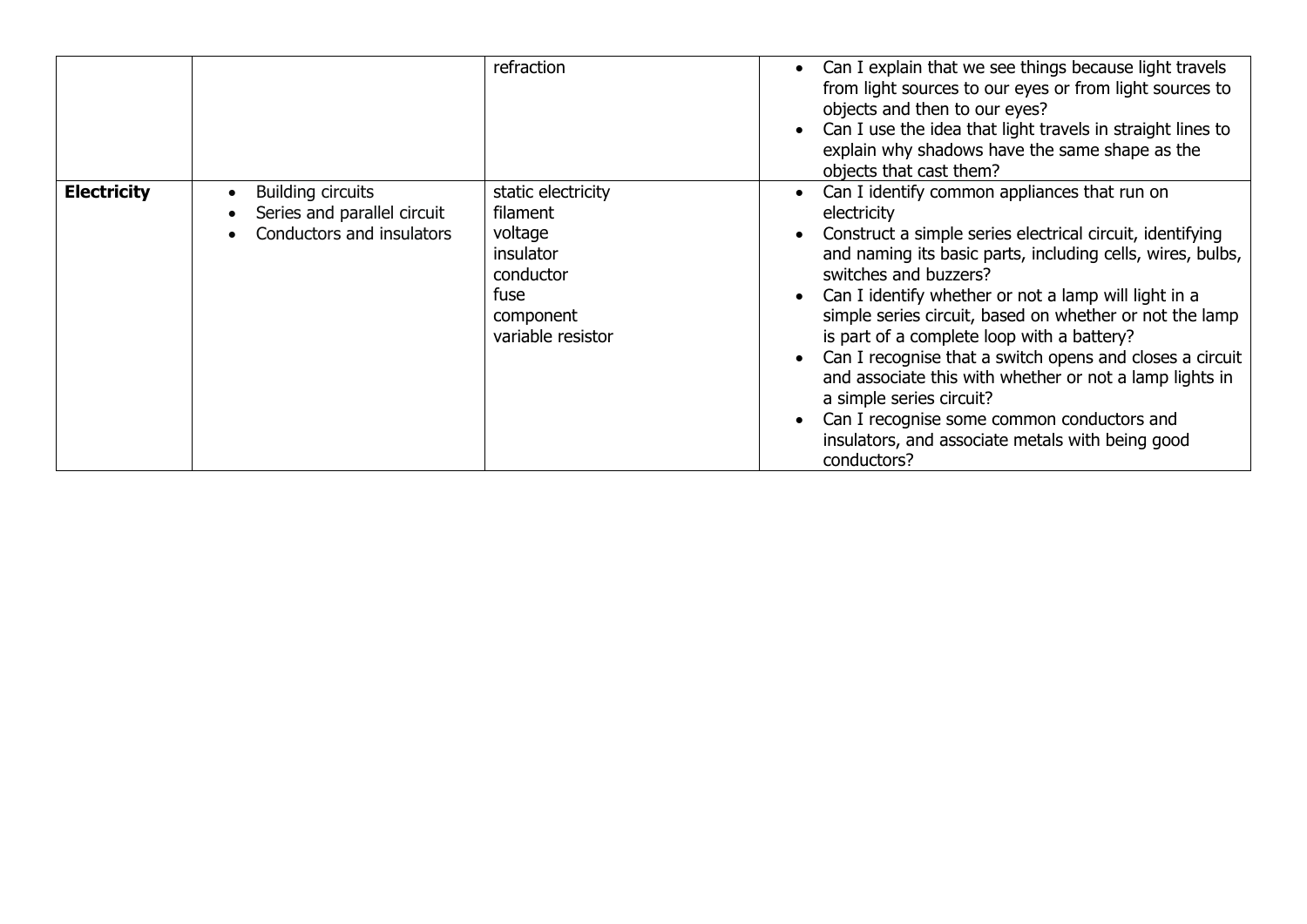| | | | |
|---|---|---|---|
| | | refraction | • Can I explain that we see things because light travels from light sources to our eyes or from light sources to objects and then to our eyes?<br>• Can I use the idea that light travels in straight lines to explain why shadows have the same shape as the objects that cast them? |
| **Electricity** | • Building circuits<br>• Series and parallel circuit<br>• Conductors and insulators | static electricity<br>filament<br>voltage<br>insulator<br>conductor<br>fuse<br>component<br>variable resistor | • Can I identify common appliances that run on electricity<br>• Construct a simple series electrical circuit, identifying and naming its basic parts, including cells, wires, bulbs, switches and buzzers?<br>• Can I identify whether or not a lamp will light in a simple series circuit, based on whether or not the lamp is part of a complete loop with a battery?<br>• Can I recognise that a switch opens and closes a circuit and associate this with whether or not a lamp lights in a simple series circuit?<br>• Can I recognise some common conductors and insulators, and associate metals with being good conductors? |